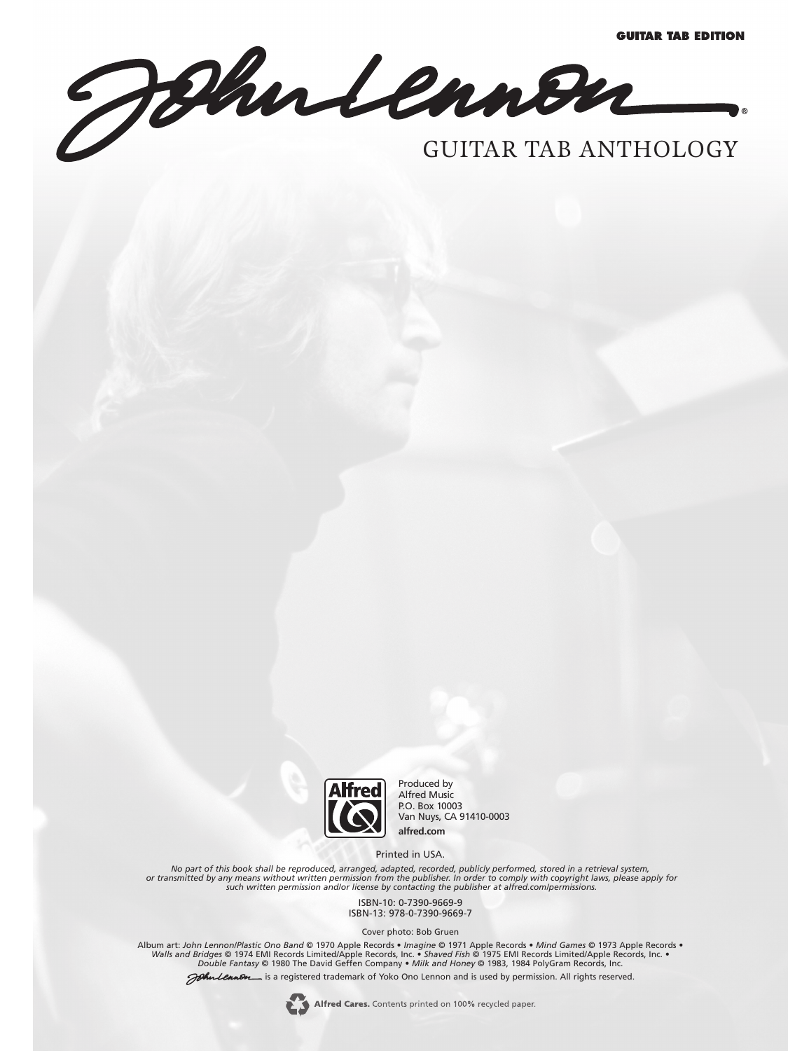**GUITAR TAB EDITION**

# John Lennon®

## GUITAR TAB ANTHOLOGY

Produced by
Alfred Music
P.O. Box 10003
Van Nuys, CA 91410-0003
**alfred.com**

Printed in USA.

*No part of this book shall be reproduced, arranged, adapted, recorded, publicly performed, stored in a retrieval system, or transmitted by any means without written permission from the publisher. In order to comply with copyright laws, please apply for such written permission and/or license by contacting the publisher at alfred.com/permissions.*

ISBN-10: 0-7390-9669-9
ISBN-13: 978-0-7390-9669-7

Cover photo: Bob Gruen

Album art: *John Lennon/Plastic Ono Band* © 1970 Apple Records • *Imagine* © 1971 Apple Records • *Mind Games* © 1973 Apple Records • *Walls and Bridges* © 1974 EMI Records Limited/Apple Records, Inc. • *Shaved Fish* © 1975 EMI Records Limited/Apple Records, Inc. • *Double Fantasy* © 1980 The David Geffen Company • *Milk and Honey* © 1983, 1984 PolyGram Records, Inc.

John Lennon is a registered trademark of Yoko Ono Lennon and is used by permission. All rights reserved.

**Alfred Cares.** Contents printed on 100% recycled paper.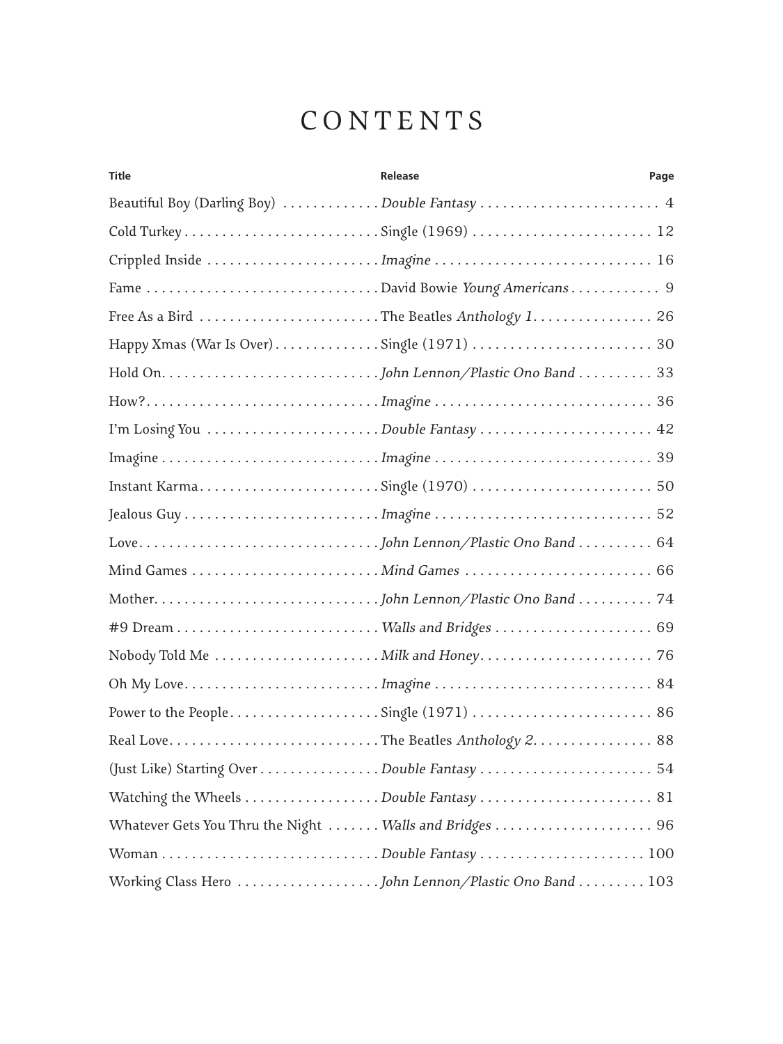# CONTENTS

| Title | Release | Page |
| --- | --- | --- |
| Beautiful Boy (Darling Boy) | *Double Fantasy* | 4 |
| Cold Turkey | Single (1969) | 12 |
| Crippled Inside | *Imagine* | 16 |
| Fame | David Bowie *Young Americans* | 9 |
| Free As a Bird | The Beatles *Anthology 1* | 26 |
| Happy Xmas (War Is Over) | Single (1971) | 30 |
| Hold On | *John Lennon/Plastic Ono Band* | 33 |
| How? | *Imagine* | 36 |
| I'm Losing You | *Double Fantasy* | 42 |
| Imagine | *Imagine* | 39 |
| Instant Karma | Single (1970) | 50 |
| Jealous Guy | *Imagine* | 52 |
| Love | *John Lennon/Plastic Ono Band* | 64 |
| Mind Games | *Mind Games* | 66 |
| Mother | *John Lennon/Plastic Ono Band* | 74 |
| #9 Dream | *Walls and Bridges* | 69 |
| Nobody Told Me | *Milk and Honey* | 76 |
| Oh My Love | *Imagine* | 84 |
| Power to the People | Single (1971) | 86 |
| Real Love | The Beatles *Anthology 2* | 88 |
| (Just Like) Starting Over | *Double Fantasy* | 54 |
| Watching the Wheels | *Double Fantasy* | 81 |
| Whatever Gets You Thru the Night | *Walls and Bridges* | 96 |
| Woman | *Double Fantasy* | 100 |
| Working Class Hero | *John Lennon/Plastic Ono Band* | 103 |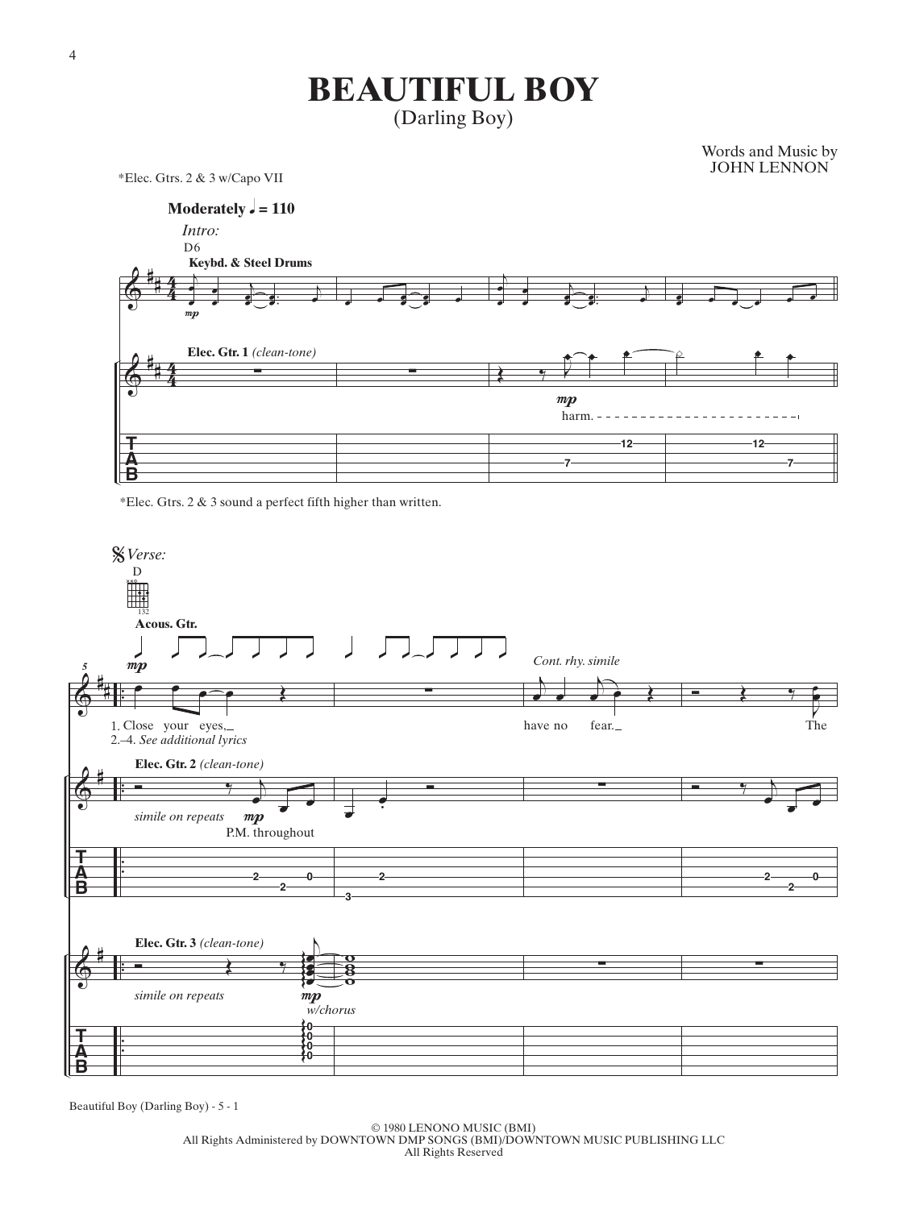# BEAUTIFUL BOY

(Darling Boy)

Words and Music by
JOHN LENNON

*Elec. Gtrs. 2 & 3 w/Capo VII

**Moderately ♩ = 110**

*Intro:*

D6

**Keybd. & Steel Drums**

**Elec. Gtr. 1** *(clean-tone)*

*mp*

harm.

*Elec. Gtrs. 2 & 3 sound a perfect fifth higher than written.

*Verse:*

D

**Acous. Gtr.**

*mp*

*Cont. rhy. simile*

1. Close your eyes, have no fear. The
2.–4. *See additional lyrics*

**Elec. Gtr. 2** *(clean-tone)*

*simile on repeats* *mp*

P.M. throughout

**Elec. Gtr. 3** *(clean-tone)*

*simile on repeats* *mp*

*w/chorus*

© 1980 LENONO MUSIC (BMI)
All Rights Administered by DOWNTOWN DMP SONGS (BMI)/DOWNTOWN MUSIC PUBLISHING LLC
All Rights Reserved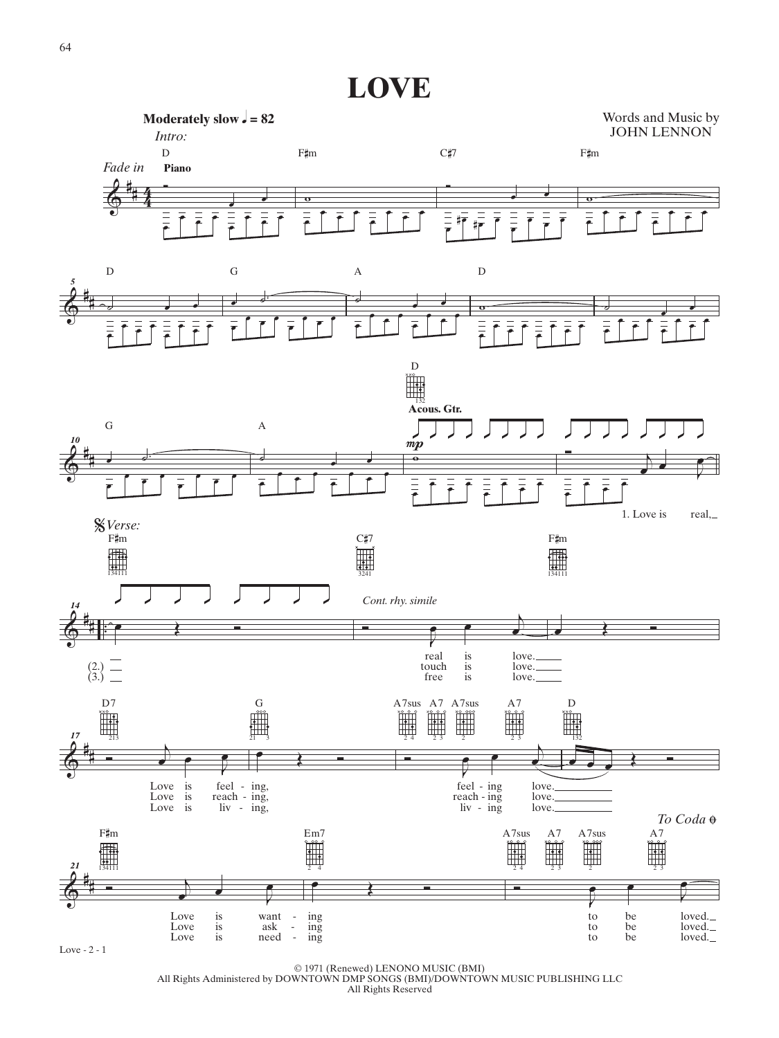# LOVE

**Moderately slow ♩ = 82**

*Intro:*

Words and Music by
JOHN LENNON

*Fade in* **Piano**

D F♯m C♯7 F♯m

D G A D

G A D

**Acous. Gtr.**

*mp*

1. Love is real,

*Verse:*

F♯m C♯7 F♯m

*Cont. rhy. simile*

1. Love is real, real is love.
2. Love is touch, touch is love.
3. Love is free, free is love.

D7 G A7sus A7 A7sus A7 D

Love is feel - ing, feel - ing love.
Love is reach - ing, reach - ing love.
Love is liv - ing, liv - ing love.

F♯m Em7 A7sus A7 A7sus A7

*To Coda* 𝄌

Love is want - ing to be loved.
Love is ask - ing to be loved.
Love is need - ing to be loved.

© 1971 (Renewed) LENONO MUSIC (BMI)
All Rights Administered by DOWNTOWN DMP SONGS (BMI)/DOWNTOWN MUSIC PUBLISHING LLC
All Rights Reserved